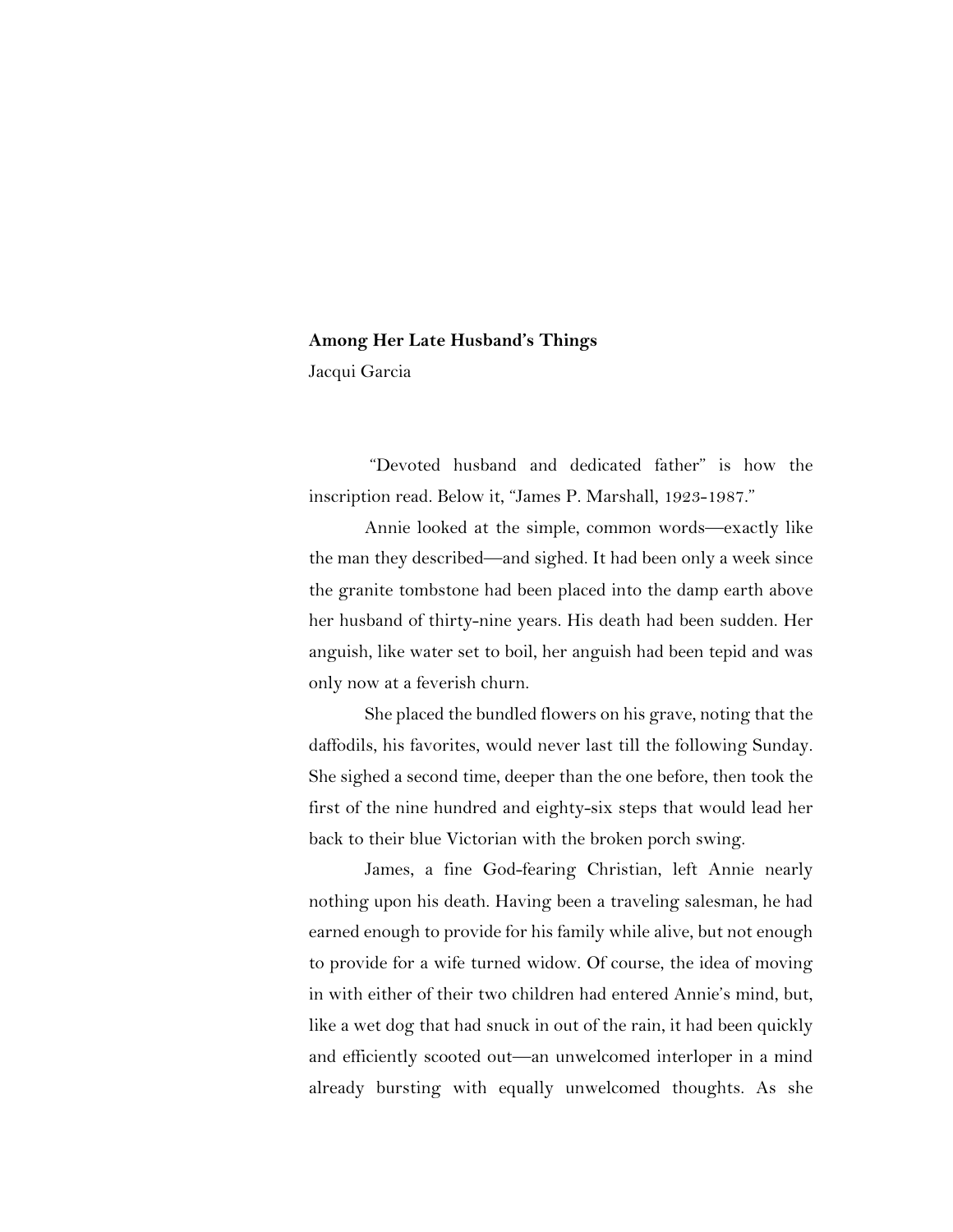**Among Her Late Husband's Things**

Jacqui Garcia

"Devoted husband and dedicated father" is how the inscription read. Below it, "James P. Marshall, 1923-1987."

Annie looked at the simple, common words—exactly like the man they described—and sighed. It had been only a week since the granite tombstone had been placed into the damp earth above her husband of thirty-nine years. His death had been sudden. Her anguish, like water set to boil, her anguish had been tepid and was only now at a feverish churn.

She placed the bundled flowers on his grave, noting that the daffodils, his favorites, would never last till the following Sunday. She sighed a second time, deeper than the one before, then took the first of the nine hundred and eighty-six steps that would lead her back to their blue Victorian with the broken porch swing.

James, a fine God-fearing Christian, left Annie nearly nothing upon his death. Having been a traveling salesman, he had earned enough to provide for his family while alive, but not enough to provide for a wife turned widow. Of course, the idea of moving in with either of their two children had entered Annie's mind, but, like a wet dog that had snuck in out of the rain, it had been quickly and efficiently scooted out—an unwelcomed interloper in a mind already bursting with equally unwelcomed thoughts. As she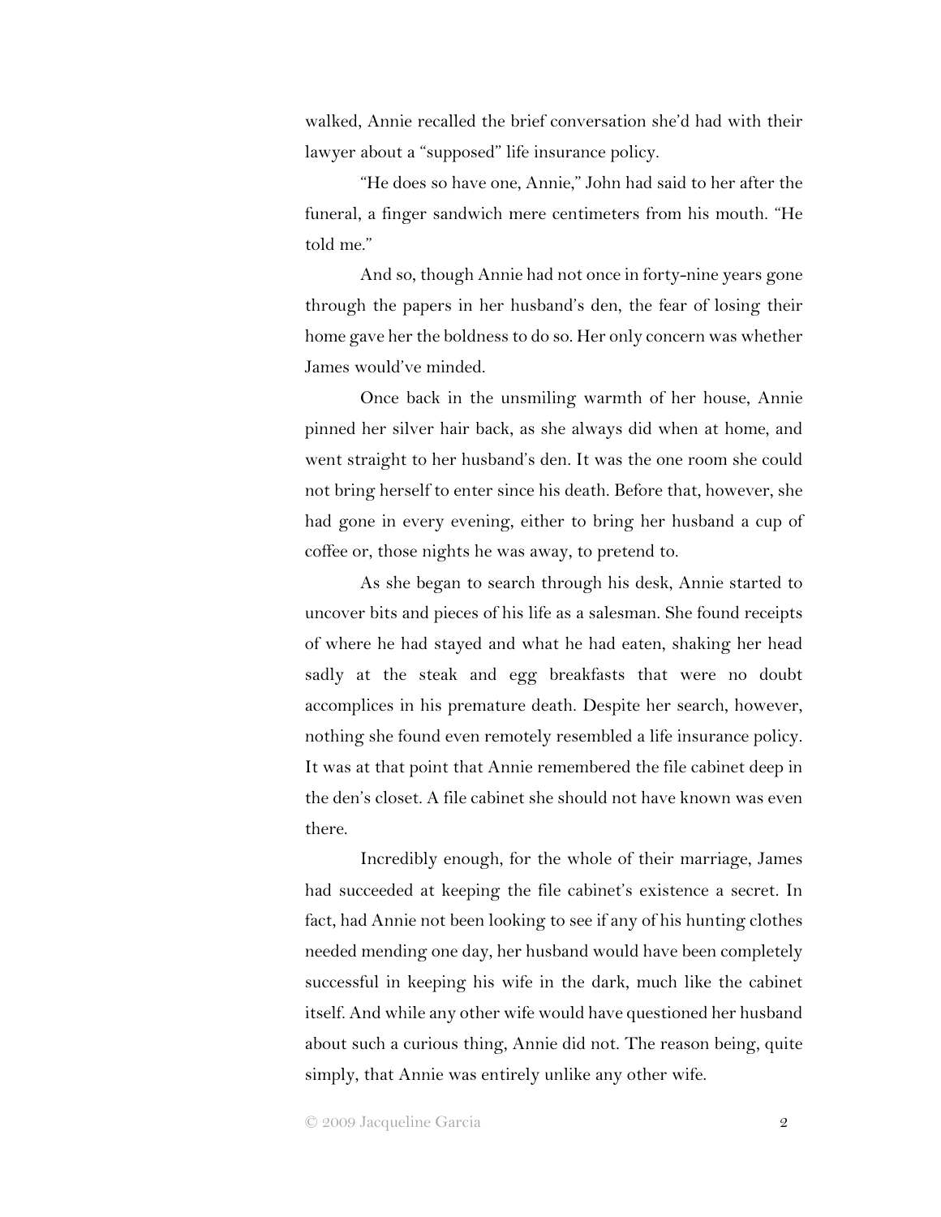walked, Annie recalled the brief conversation she'd had with their lawyer about a "supposed" life insurance policy.

"He does so have one, Annie," John had said to her after the funeral, a finger sandwich mere centimeters from his mouth. "He told me."

And so, though Annie had not once in forty-nine years gone through the papers in her husband's den, the fear of losing their home gave her the boldness to do so. Her only concern was whether James would've minded.

Once back in the unsmiling warmth of her house, Annie pinned her silver hair back, as she always did when at home, and went straight to her husband's den. It was the one room she could not bring herself to enter since his death. Before that, however, she had gone in every evening, either to bring her husband a cup of coffee or, those nights he was away, to pretend to.

As she began to search through his desk, Annie started to uncover bits and pieces of his life as a salesman. She found receipts of where he had stayed and what he had eaten, shaking her head sadly at the steak and egg breakfasts that were no doubt accomplices in his premature death. Despite her search, however, nothing she found even remotely resembled a life insurance policy. It was at that point that Annie remembered the file cabinet deep in the den's closet. A file cabinet she should not have known was even there.

Incredibly enough, for the whole of their marriage, James had succeeded at keeping the file cabinet's existence a secret. In fact, had Annie not been looking to see if any of his hunting clothes needed mending one day, her husband would have been completely successful in keeping his wife in the dark, much like the cabinet itself. And while any other wife would have questioned her husband about such a curious thing, Annie did not. The reason being, quite simply, that Annie was entirely unlike any other wife.

© 2009 Jacqueline Garcia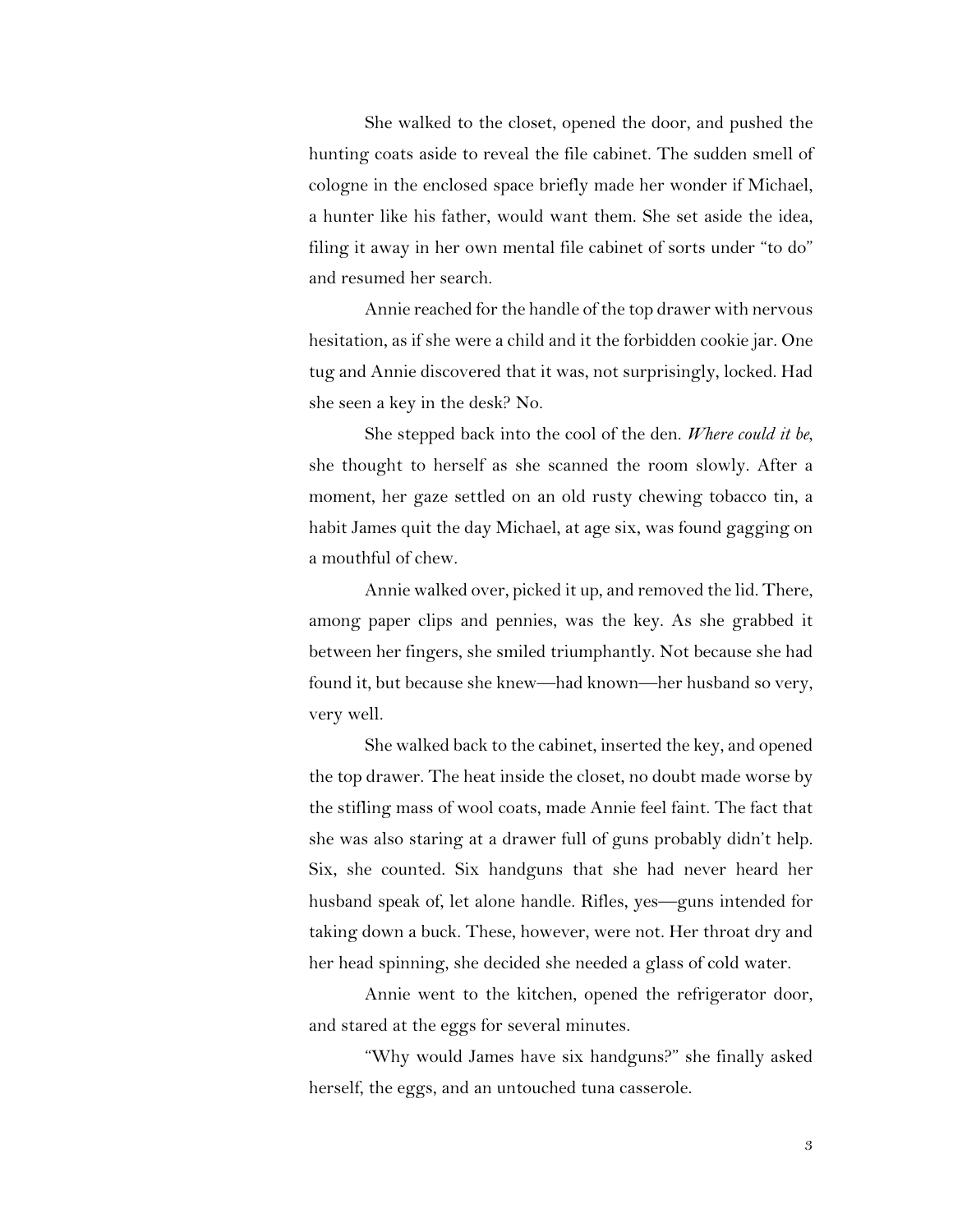She walked to the closet, opened the door, and pushed the hunting coats aside to reveal the file cabinet. The sudden smell of cologne in the enclosed space briefly made her wonder if Michael, a hunter like his father, would want them. She set aside the idea, filing it away in her own mental file cabinet of sorts under "to do" and resumed her search.

Annie reached for the handle of the top drawer with nervous hesitation, as if she were a child and it the forbidden cookie jar. One tug and Annie discovered that it was, not surprisingly, locked. Had she seen a key in the desk? No.

She stepped back into the cool of the den. *Where could it be*, she thought to herself as she scanned the room slowly. After a moment, her gaze settled on an old rusty chewing tobacco tin, a habit James quit the day Michael, at age six, was found gagging on a mouthful of chew.

Annie walked over, picked it up, and removed the lid. There, among paper clips and pennies, was the key. As she grabbed it between her fingers, she smiled triumphantly. Not because she had found it, but because she knew—had known—her husband so very, very well.

She walked back to the cabinet, inserted the key, and opened the top drawer. The heat inside the closet, no doubt made worse by the stifling mass of wool coats, made Annie feel faint. The fact that she was also staring at a drawer full of guns probably didn't help. Six, she counted. Six handguns that she had never heard her husband speak of, let alone handle. Rifles, yes—guns intended for taking down a buck. These, however, were not. Her throat dry and her head spinning, she decided she needed a glass of cold water.

Annie went to the kitchen, opened the refrigerator door, and stared at the eggs for several minutes.

"Why would James have six handguns?" she finally asked herself, the eggs, and an untouched tuna casserole.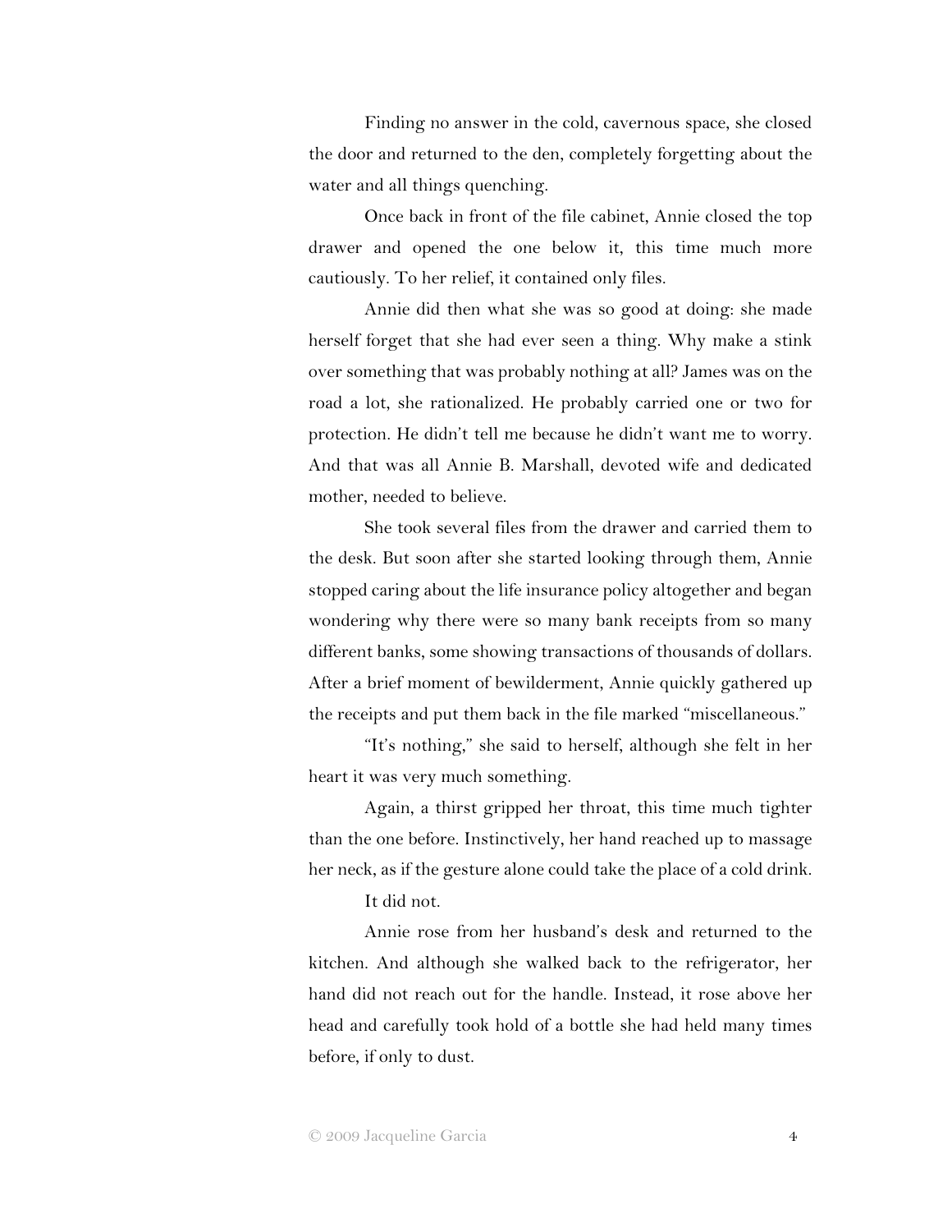Finding no answer in the cold, cavernous space, she closed the door and returned to the den, completely forgetting about the water and all things quenching.

Once back in front of the file cabinet, Annie closed the top drawer and opened the one below it, this time much more cautiously. To her relief, it contained only files.

Annie did then what she was so good at doing: she made herself forget that she had ever seen a thing. Why make a stink over something that was probably nothing at all? James was on the road a lot, she rationalized. He probably carried one or two for protection. He didn't tell me because he didn't want me to worry. And that was all Annie B. Marshall, devoted wife and dedicated mother, needed to believe.

She took several files from the drawer and carried them to the desk. But soon after she started looking through them, Annie stopped caring about the life insurance policy altogether and began wondering why there were so many bank receipts from so many different banks, some showing transactions of thousands of dollars. After a brief moment of bewilderment, Annie quickly gathered up the receipts and put them back in the file marked "miscellaneous."

"It's nothing," she said to herself, although she felt in her heart it was very much something.

Again, a thirst gripped her throat, this time much tighter than the one before. Instinctively, her hand reached up to massage her neck, as if the gesture alone could take the place of a cold drink.

It did not.

Annie rose from her husband's desk and returned to the kitchen. And although she walked back to the refrigerator, her hand did not reach out for the handle. Instead, it rose above her head and carefully took hold of a bottle she had held many times before, if only to dust.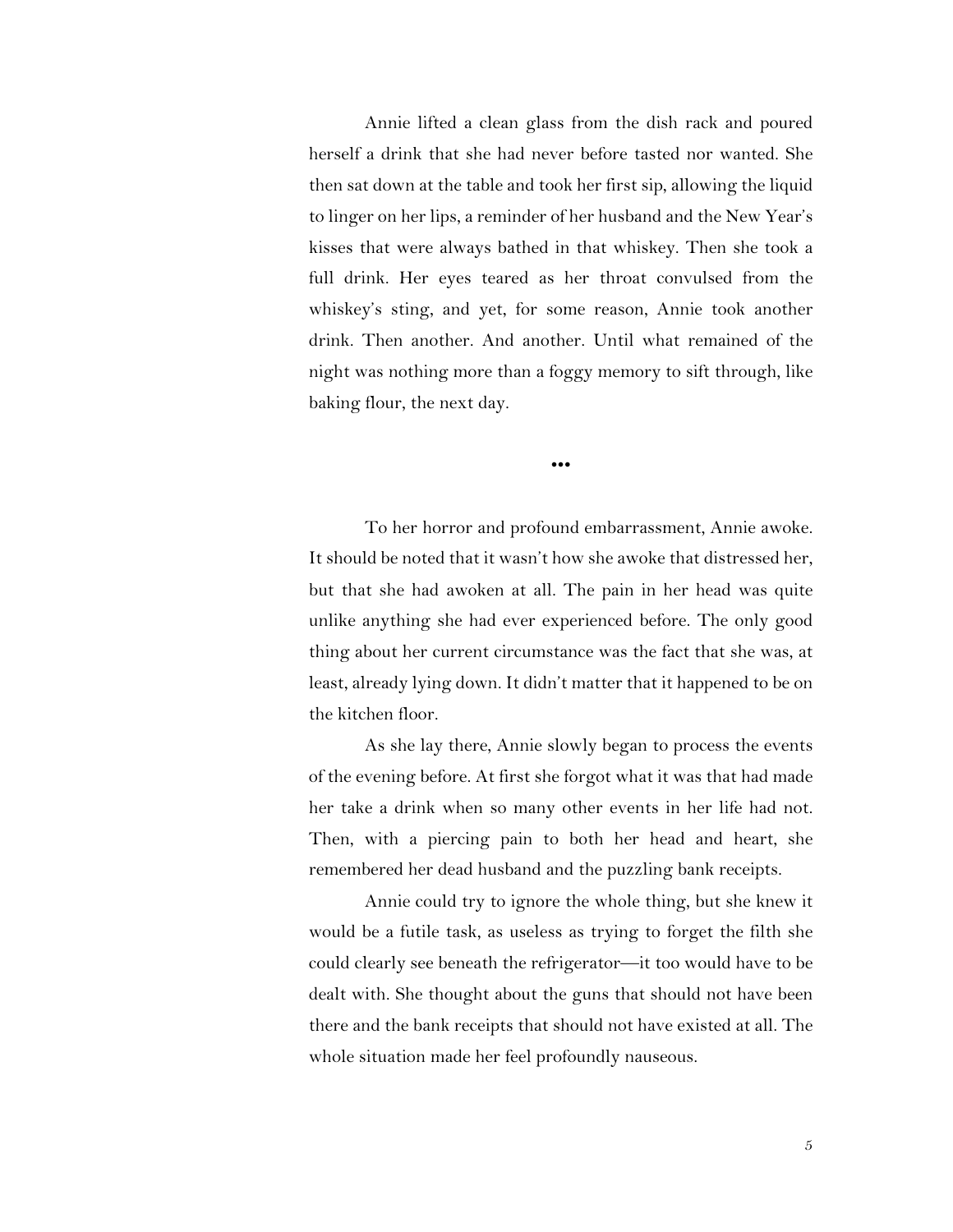Annie lifted a clean glass from the dish rack and poured herself a drink that she had never before tasted nor wanted. She then sat down at the table and took her first sip, allowing the liquid to linger on her lips, a reminder of her husband and the New Year's kisses that were always bathed in that whiskey. Then she took a full drink. Her eyes teared as her throat convulsed from the whiskey's sting, and yet, for some reason, Annie took another drink. Then another. And another. Until what remained of the night was nothing more than a foggy memory to sift through, like baking flour, the next day.

•••

To her horror and profound embarrassment, Annie awoke. It should be noted that it wasn't how she awoke that distressed her, but that she had awoken at all. The pain in her head was quite unlike anything she had ever experienced before. The only good thing about her current circumstance was the fact that she was, at least, already lying down. It didn't matter that it happened to be on the kitchen floor.

As she lay there, Annie slowly began to process the events of the evening before. At first she forgot what it was that had made her take a drink when so many other events in her life had not. Then, with a piercing pain to both her head and heart, she remembered her dead husband and the puzzling bank receipts.

Annie could try to ignore the whole thing, but she knew it would be a futile task, as useless as trying to forget the filth she could clearly see beneath the refrigerator—it too would have to be dealt with. She thought about the guns that should not have been there and the bank receipts that should not have existed at all. The whole situation made her feel profoundly nauseous.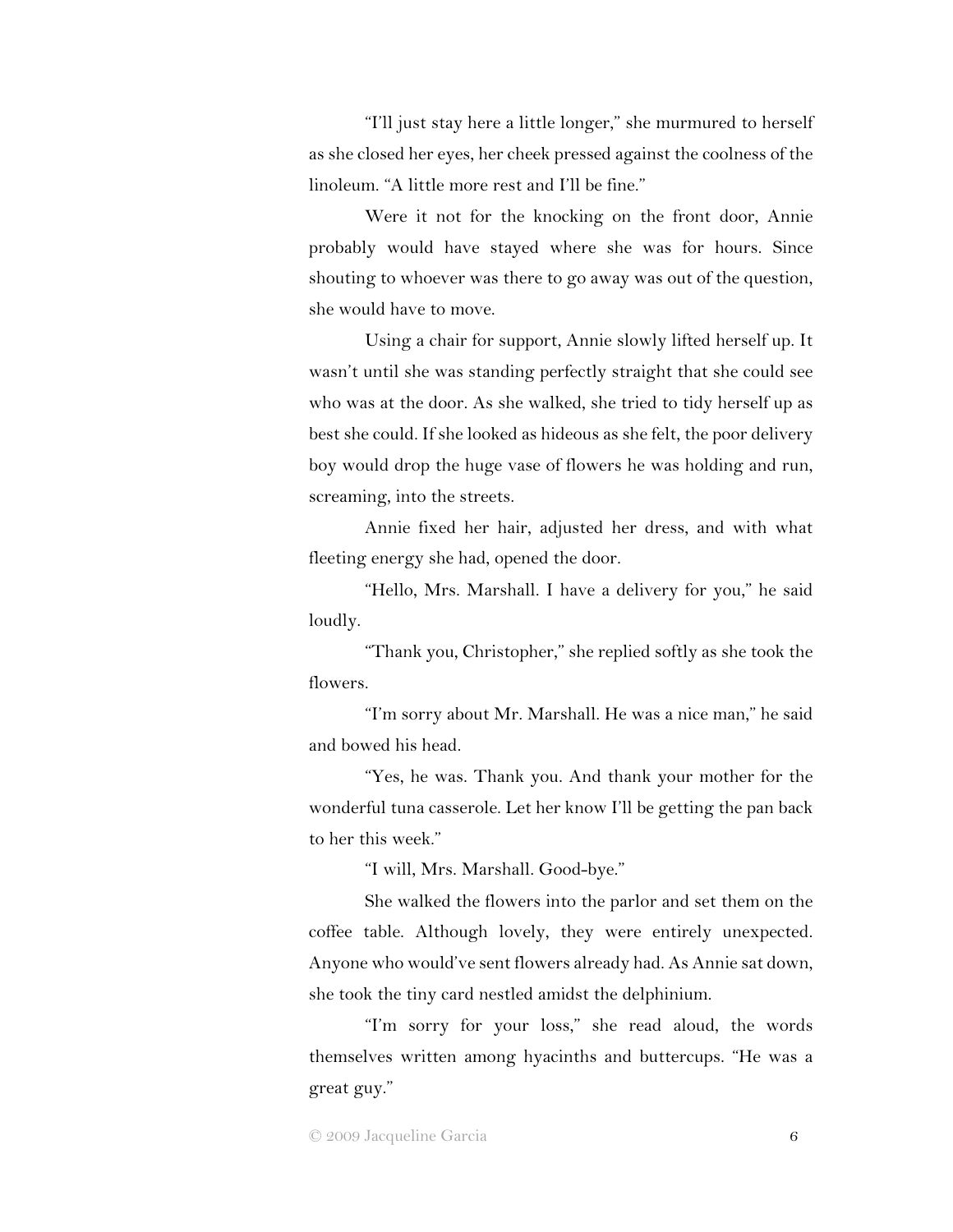"I'll just stay here a little longer," she murmured to herself as she closed her eyes, her cheek pressed against the coolness of the linoleum. "A little more rest and I'll be fine."

Were it not for the knocking on the front door, Annie probably would have stayed where she was for hours. Since shouting to whoever was there to go away was out of the question, she would have to move.

Using a chair for support, Annie slowly lifted herself up. It wasn't until she was standing perfectly straight that she could see who was at the door. As she walked, she tried to tidy herself up as best she could. If she looked as hideous as she felt, the poor delivery boy would drop the huge vase of flowers he was holding and run, screaming, into the streets.

Annie fixed her hair, adjusted her dress, and with what fleeting energy she had, opened the door.

"Hello, Mrs. Marshall. I have a delivery for you," he said loudly.

"Thank you, Christopher," she replied softly as she took the flowers.

"I'm sorry about Mr. Marshall. He was a nice man," he said and bowed his head.

"Yes, he was. Thank you. And thank your mother for the wonderful tuna casserole. Let her know I'll be getting the pan back to her this week."

"I will, Mrs. Marshall. Good-bye."

She walked the flowers into the parlor and set them on the coffee table. Although lovely, they were entirely unexpected. Anyone who would've sent flowers already had. As Annie sat down, she took the tiny card nestled amidst the delphinium.

"I'm sorry for your loss," she read aloud, the words themselves written among hyacinths and buttercups. "He was a great guy."

© 2009 Jacqueline Garcia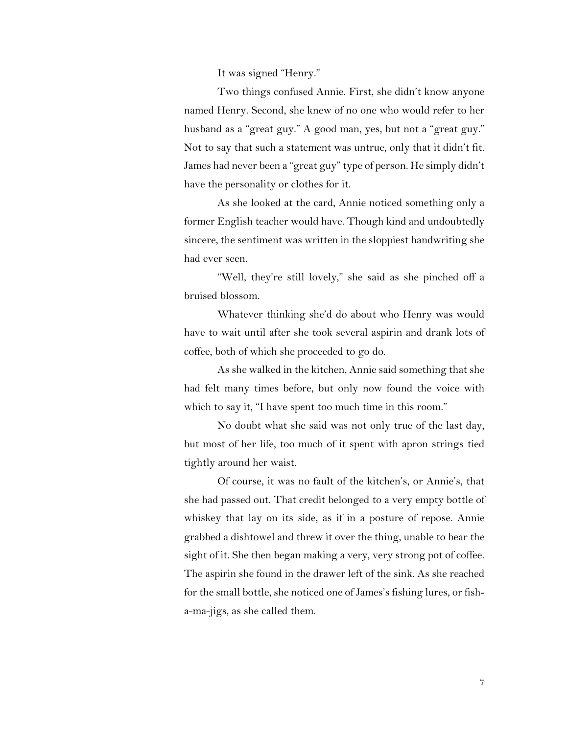It was signed "Henry."

Two things confused Annie. First, she didn't know anyone named Henry. Second, she knew of no one who would refer to her husband as a "great guy." A good man, yes, but not a "great guy." Not to say that such a statement was untrue, only that it didn't fit. James had never been a "great guy" type of person. He simply didn't have the personality or clothes for it.

As she looked at the card, Annie noticed something only a former English teacher would have. Though kind and undoubtedly sincere, the sentiment was written in the sloppiest handwriting she had ever seen.

"Well, they're still lovely," she said as she pinched off a bruised blossom.

Whatever thinking she'd do about who Henry was would have to wait until after she took several aspirin and drank lots of coffee, both of which she proceeded to go do.

As she walked in the kitchen, Annie said something that she had felt many times before, but only now found the voice with which to say it, "I have spent too much time in this room."

No doubt what she said was not only true of the last day, but most of her life, too much of it spent with apron strings tied tightly around her waist.

Of course, it was no fault of the kitchen's, or Annie's, that she had passed out. That credit belonged to a very empty bottle of whiskey that lay on its side, as if in a posture of repose. Annie grabbed a dishtowel and threw it over the thing, unable to bear the sight of it. She then began making a very, very strong pot of coffee. The aspirin she found in the drawer left of the sink. As she reached for the small bottle, she noticed one of James's fishing lures, or fish-a-ma-jigs, as she called them.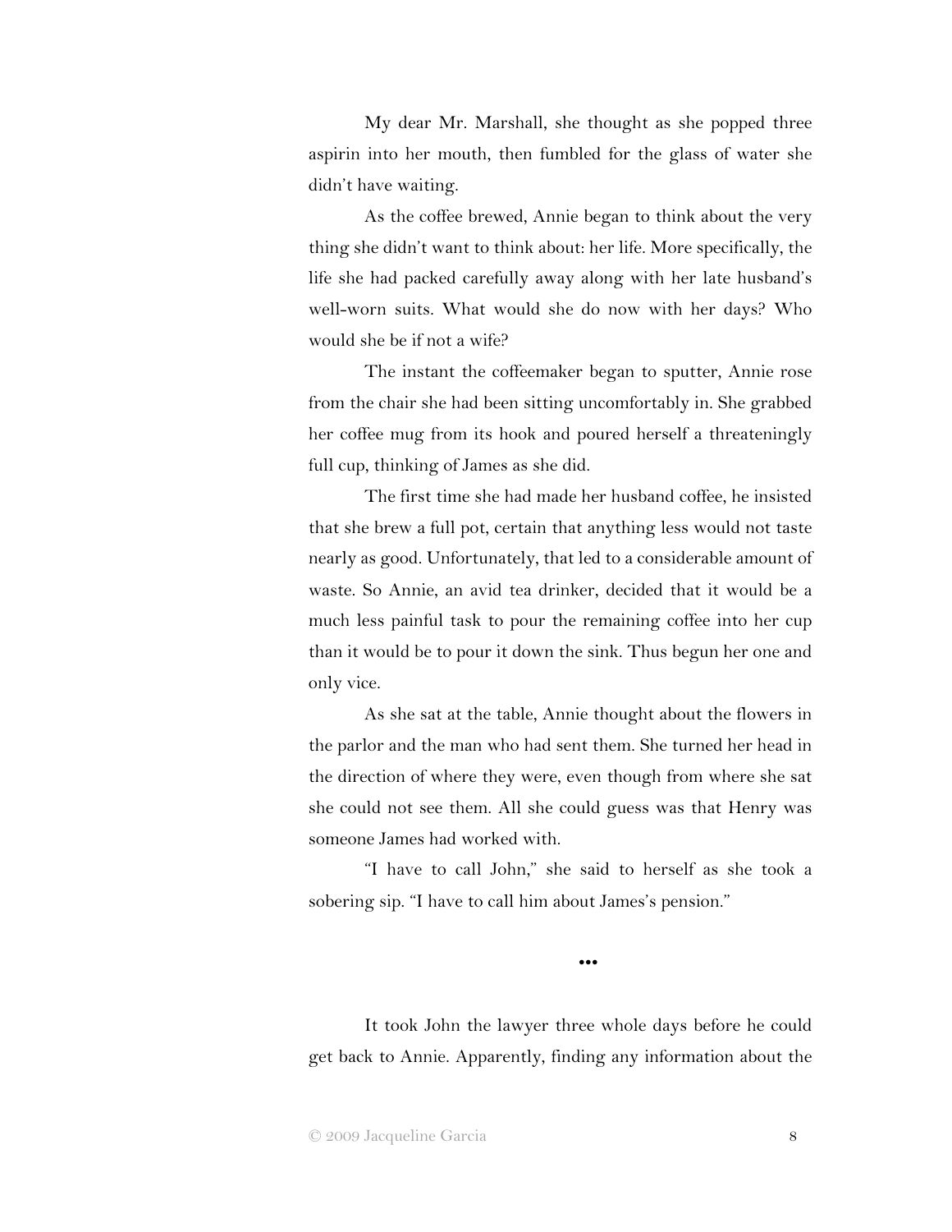My dear Mr. Marshall, she thought as she popped three aspirin into her mouth, then fumbled for the glass of water she didn't have waiting.

As the coffee brewed, Annie began to think about the very thing she didn't want to think about: her life. More specifically, the life she had packed carefully away along with her late husband's well-worn suits. What would she do now with her days? Who would she be if not a wife?

The instant the coffeemaker began to sputter, Annie rose from the chair she had been sitting uncomfortably in. She grabbed her coffee mug from its hook and poured herself a threateningly full cup, thinking of James as she did.

The first time she had made her husband coffee, he insisted that she brew a full pot, certain that anything less would not taste nearly as good. Unfortunately, that led to a considerable amount of waste. So Annie, an avid tea drinker, decided that it would be a much less painful task to pour the remaining coffee into her cup than it would be to pour it down the sink. Thus begun her one and only vice.

As she sat at the table, Annie thought about the flowers in the parlor and the man who had sent them. She turned her head in the direction of where they were, even though from where she sat she could not see them. All she could guess was that Henry was someone James had worked with.

"I have to call John," she said to herself as she took a sobering sip. "I have to call him about James's pension."

•••

It took John the lawyer three whole days before he could get back to Annie. Apparently, finding any information about the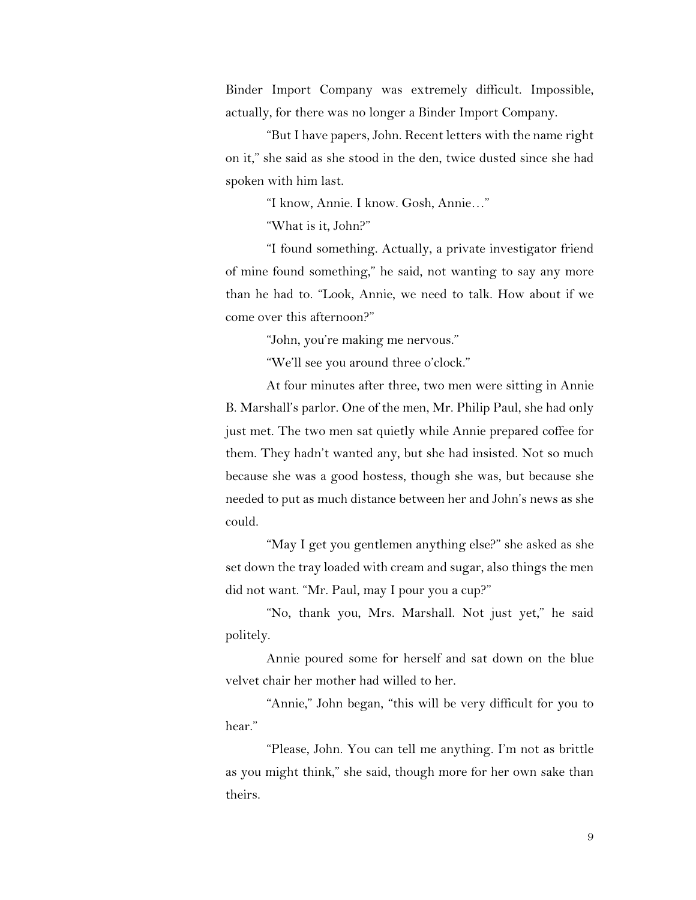Binder Import Company was extremely difficult. Impossible, actually, for there was no longer a Binder Import Company.

"But I have papers, John. Recent letters with the name right on it," she said as she stood in the den, twice dusted since she had spoken with him last.

"I know, Annie. I know. Gosh, Annie…"

"What is it, John?"

"I found something. Actually, a private investigator friend of mine found something," he said, not wanting to say any more than he had to. "Look, Annie, we need to talk. How about if we come over this afternoon?"

"John, you're making me nervous."

"We'll see you around three o'clock."

At four minutes after three, two men were sitting in Annie B. Marshall's parlor. One of the men, Mr. Philip Paul, she had only just met. The two men sat quietly while Annie prepared coffee for them. They hadn't wanted any, but she had insisted. Not so much because she was a good hostess, though she was, but because she needed to put as much distance between her and John's news as she could.

"May I get you gentlemen anything else?" she asked as she set down the tray loaded with cream and sugar, also things the men did not want. "Mr. Paul, may I pour you a cup?"

"No, thank you, Mrs. Marshall. Not just yet," he said politely.

Annie poured some for herself and sat down on the blue velvet chair her mother had willed to her.

"Annie," John began, "this will be very difficult for you to hear."

"Please, John. You can tell me anything. I'm not as brittle as you might think," she said, though more for her own sake than theirs.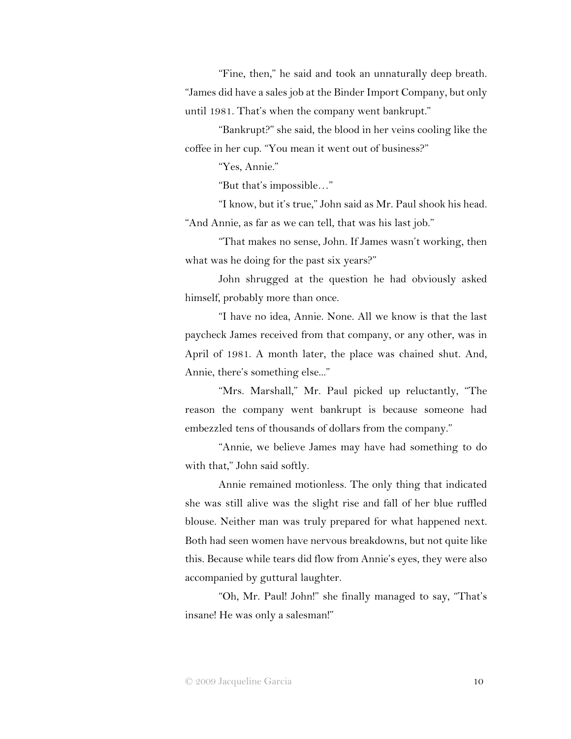"Fine, then," he said and took an unnaturally deep breath. "James did have a sales job at the Binder Import Company, but only until 1981. That's when the company went bankrupt."

"Bankrupt?" she said, the blood in her veins cooling like the coffee in her cup. "You mean it went out of business?"

"Yes, Annie."

"But that's impossible…"

"I know, but it's true," John said as Mr. Paul shook his head. "And Annie, as far as we can tell, that was his last job."

"That makes no sense, John. If James wasn't working, then what was he doing for the past six years?"

John shrugged at the question he had obviously asked himself, probably more than once.

"I have no idea, Annie. None. All we know is that the last paycheck James received from that company, or any other, was in April of 1981. A month later, the place was chained shut. And, Annie, there's something else..."

"Mrs. Marshall," Mr. Paul picked up reluctantly, "The reason the company went bankrupt is because someone had embezzled tens of thousands of dollars from the company."

"Annie, we believe James may have had something to do with that," John said softly.

Annie remained motionless. The only thing that indicated she was still alive was the slight rise and fall of her blue ruffled blouse. Neither man was truly prepared for what happened next. Both had seen women have nervous breakdowns, but not quite like this. Because while tears did flow from Annie's eyes, they were also accompanied by guttural laughter.

"Oh, Mr. Paul! John!" she finally managed to say, "That's insane! He was only a salesman!"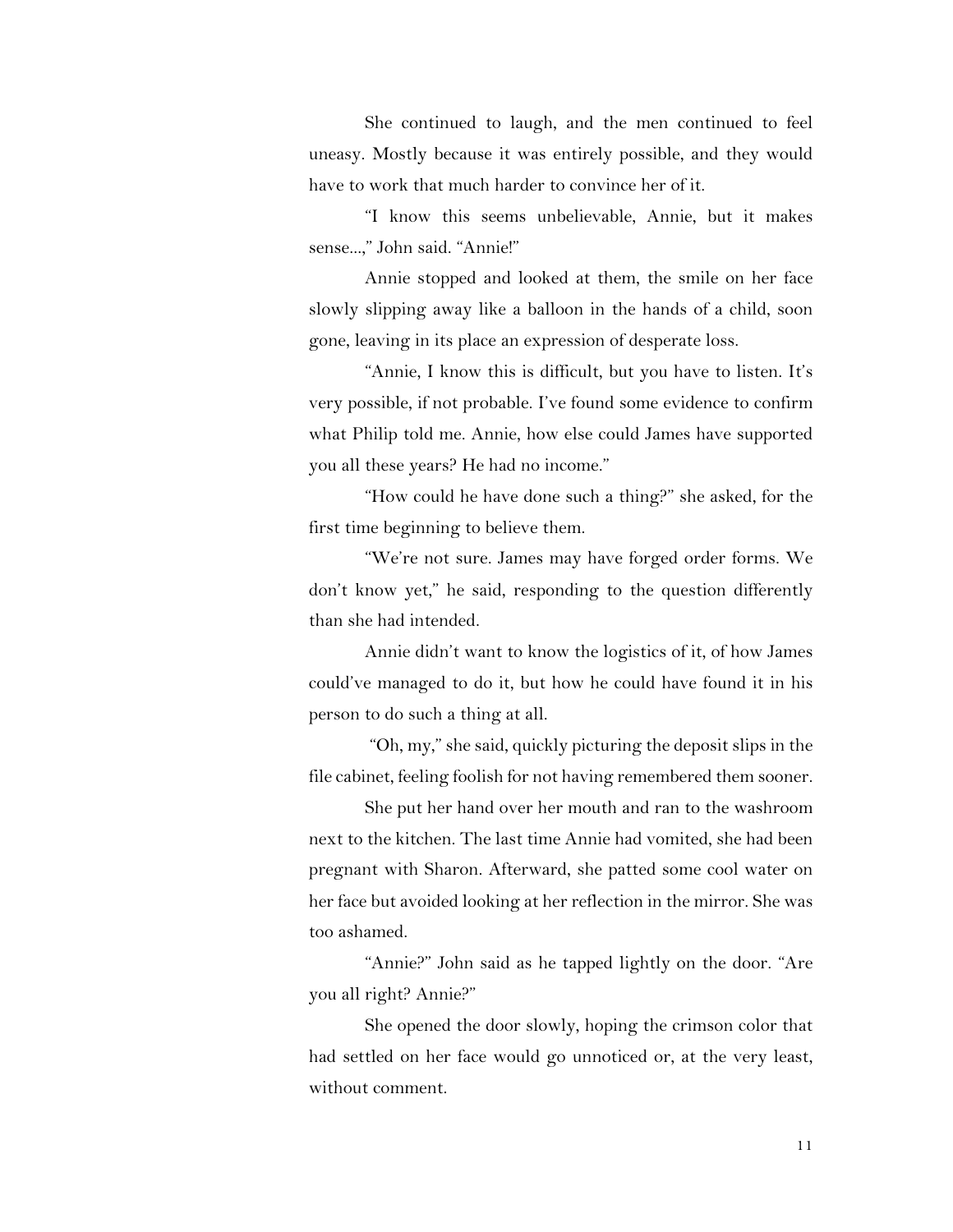She continued to laugh, and the men continued to feel uneasy. Mostly because it was entirely possible, and they would have to work that much harder to convince her of it.

"I know this seems unbelievable, Annie, but it makes sense...," John said. "Annie!"

Annie stopped and looked at them, the smile on her face slowly slipping away like a balloon in the hands of a child, soon gone, leaving in its place an expression of desperate loss.

"Annie, I know this is difficult, but you have to listen. It's very possible, if not probable. I've found some evidence to confirm what Philip told me. Annie, how else could James have supported you all these years? He had no income."

"How could he have done such a thing?" she asked, for the first time beginning to believe them.

"We're not sure. James may have forged order forms. We don't know yet," he said, responding to the question differently than she had intended.

Annie didn't want to know the logistics of it, of how James could've managed to do it, but how he could have found it in his person to do such a thing at all.

"Oh, my," she said, quickly picturing the deposit slips in the file cabinet, feeling foolish for not having remembered them sooner.

She put her hand over her mouth and ran to the washroom next to the kitchen. The last time Annie had vomited, she had been pregnant with Sharon. Afterward, she patted some cool water on her face but avoided looking at her reflection in the mirror. She was too ashamed.

"Annie?" John said as he tapped lightly on the door. "Are you all right? Annie?"

She opened the door slowly, hoping the crimson color that had settled on her face would go unnoticed or, at the very least, without comment.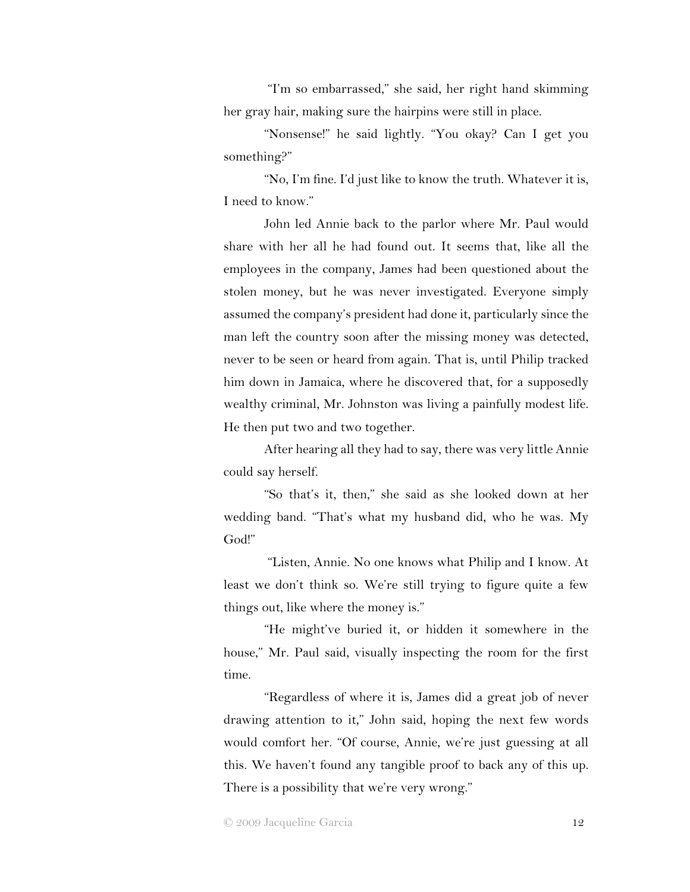"I'm so embarrassed," she said, her right hand skimming her gray hair, making sure the hairpins were still in place.

"Nonsense!" he said lightly. "You okay? Can I get you something?"

"No, I'm fine. I'd just like to know the truth. Whatever it is, I need to know."

John led Annie back to the parlor where Mr. Paul would share with her all he had found out. It seems that, like all the employees in the company, James had been questioned about the stolen money, but he was never investigated. Everyone simply assumed the company's president had done it, particularly since the man left the country soon after the missing money was detected, never to be seen or heard from again. That is, until Philip tracked him down in Jamaica, where he discovered that, for a supposedly wealthy criminal, Mr. Johnston was living a painfully modest life. He then put two and two together.

After hearing all they had to say, there was very little Annie could say herself.

"So that's it, then," she said as she looked down at her wedding band. "That's what my husband did, who he was. My God!"

"Listen, Annie. No one knows what Philip and I know. At least we don't think so. We're still trying to figure quite a few things out, like where the money is."

"He might've buried it, or hidden it somewhere in the house," Mr. Paul said, visually inspecting the room for the first time.

"Regardless of where it is, James did a great job of never drawing attention to it," John said, hoping the next few words would comfort her. "Of course, Annie, we're just guessing at all this. We haven't found any tangible proof to back any of this up. There is a possibility that we're very wrong."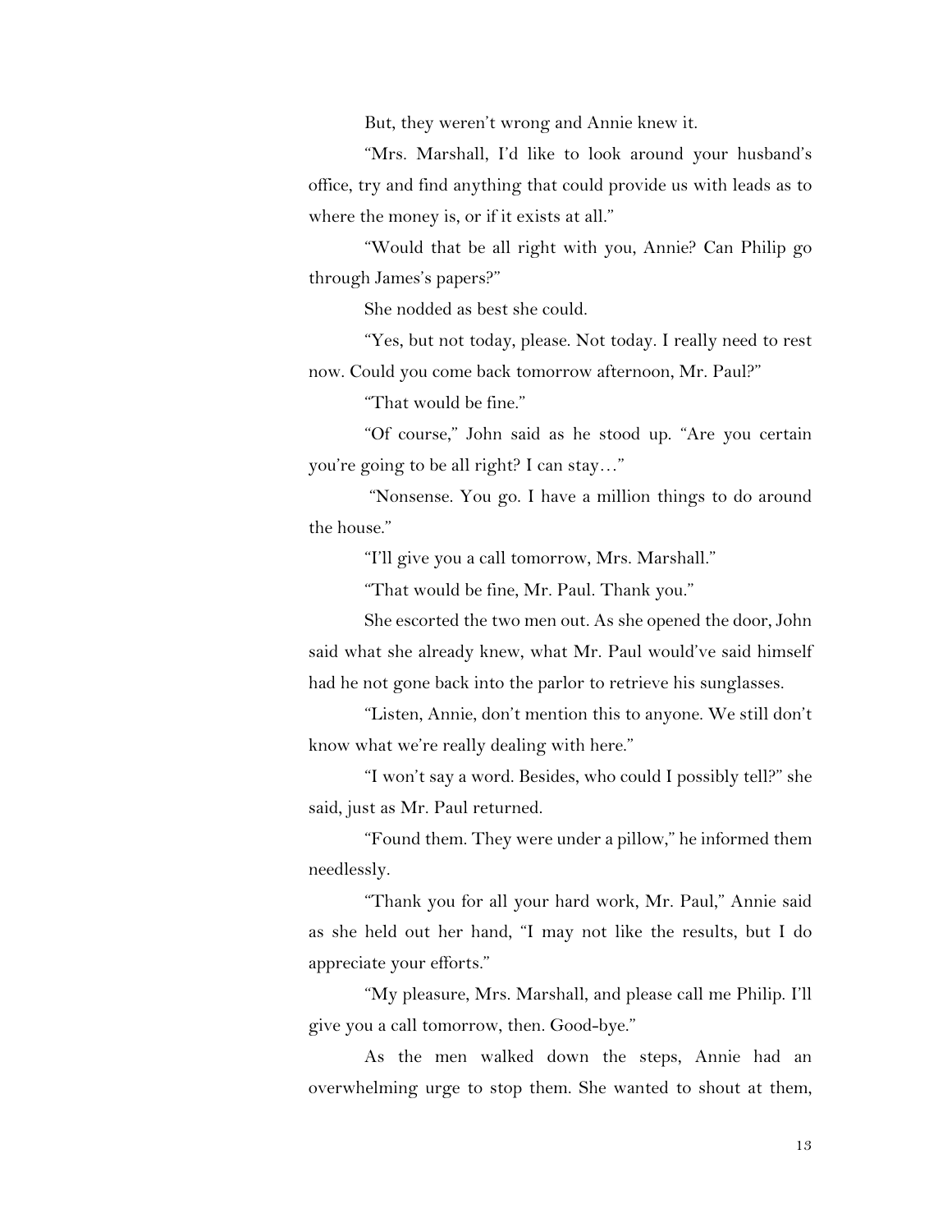But, they weren't wrong and Annie knew it.

"Mrs. Marshall, I'd like to look around your husband's office, try and find anything that could provide us with leads as to where the money is, or if it exists at all."

"Would that be all right with you, Annie? Can Philip go through James's papers?"

She nodded as best she could.

"Yes, but not today, please. Not today. I really need to rest now. Could you come back tomorrow afternoon, Mr. Paul?"

"That would be fine."

"Of course," John said as he stood up. "Are you certain you're going to be all right? I can stay…"

"Nonsense. You go. I have a million things to do around the house."

"I'll give you a call tomorrow, Mrs. Marshall."

"That would be fine, Mr. Paul. Thank you."

She escorted the two men out. As she opened the door, John said what she already knew, what Mr. Paul would've said himself had he not gone back into the parlor to retrieve his sunglasses.

"Listen, Annie, don't mention this to anyone. We still don't know what we're really dealing with here."

"I won't say a word. Besides, who could I possibly tell?" she said, just as Mr. Paul returned.

"Found them. They were under a pillow," he informed them needlessly.

"Thank you for all your hard work, Mr. Paul," Annie said as she held out her hand, "I may not like the results, but I do appreciate your efforts."

"My pleasure, Mrs. Marshall, and please call me Philip. I'll give you a call tomorrow, then. Good-bye."

As the men walked down the steps, Annie had an overwhelming urge to stop them. She wanted to shout at them,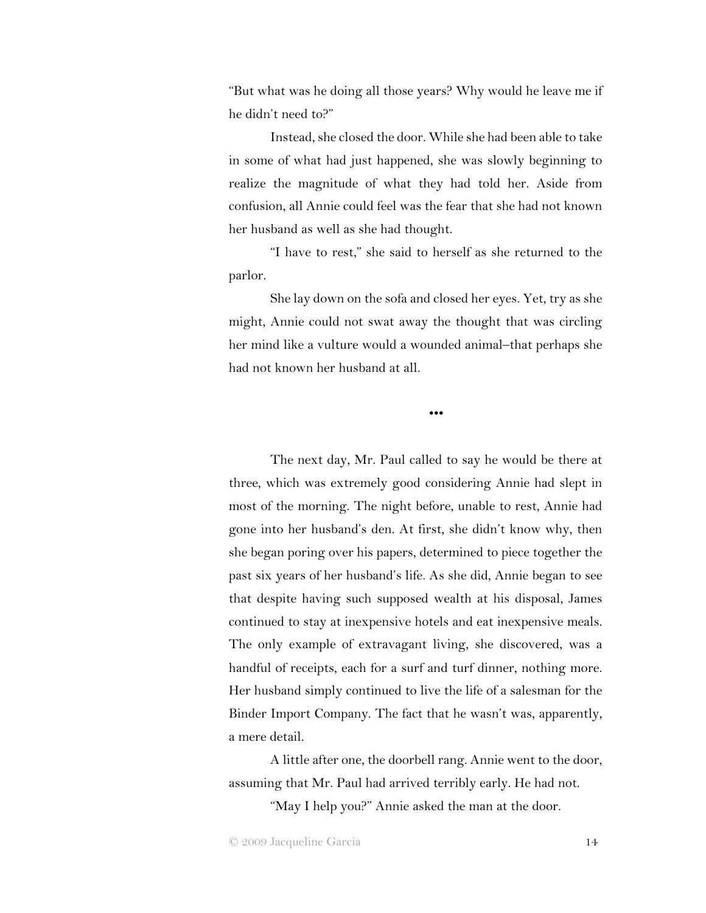"But what was he doing all those years? Why would he leave me if he didn't need to?"

Instead, she closed the door. While she had been able to take in some of what had just happened, she was slowly beginning to realize the magnitude of what they had told her. Aside from confusion, all Annie could feel was the fear that she had not known her husband as well as she had thought.

"I have to rest," she said to herself as she returned to the parlor.

She lay down on the sofa and closed her eyes. Yet, try as she might, Annie could not swat away the thought that was circling her mind like a vulture would a wounded animal–that perhaps she had not known her husband at all.

•••

The next day, Mr. Paul called to say he would be there at three, which was extremely good considering Annie had slept in most of the morning. The night before, unable to rest, Annie had gone into her husband's den. At first, she didn't know why, then she began poring over his papers, determined to piece together the past six years of her husband's life. As she did, Annie began to see that despite having such supposed wealth at his disposal, James continued to stay at inexpensive hotels and eat inexpensive meals. The only example of extravagant living, she discovered, was a handful of receipts, each for a surf and turf dinner, nothing more. Her husband simply continued to live the life of a salesman for the Binder Import Company. The fact that he wasn't was, apparently, a mere detail.

A little after one, the doorbell rang. Annie went to the door, assuming that Mr. Paul had arrived terribly early. He had not.

"May I help you?" Annie asked the man at the door.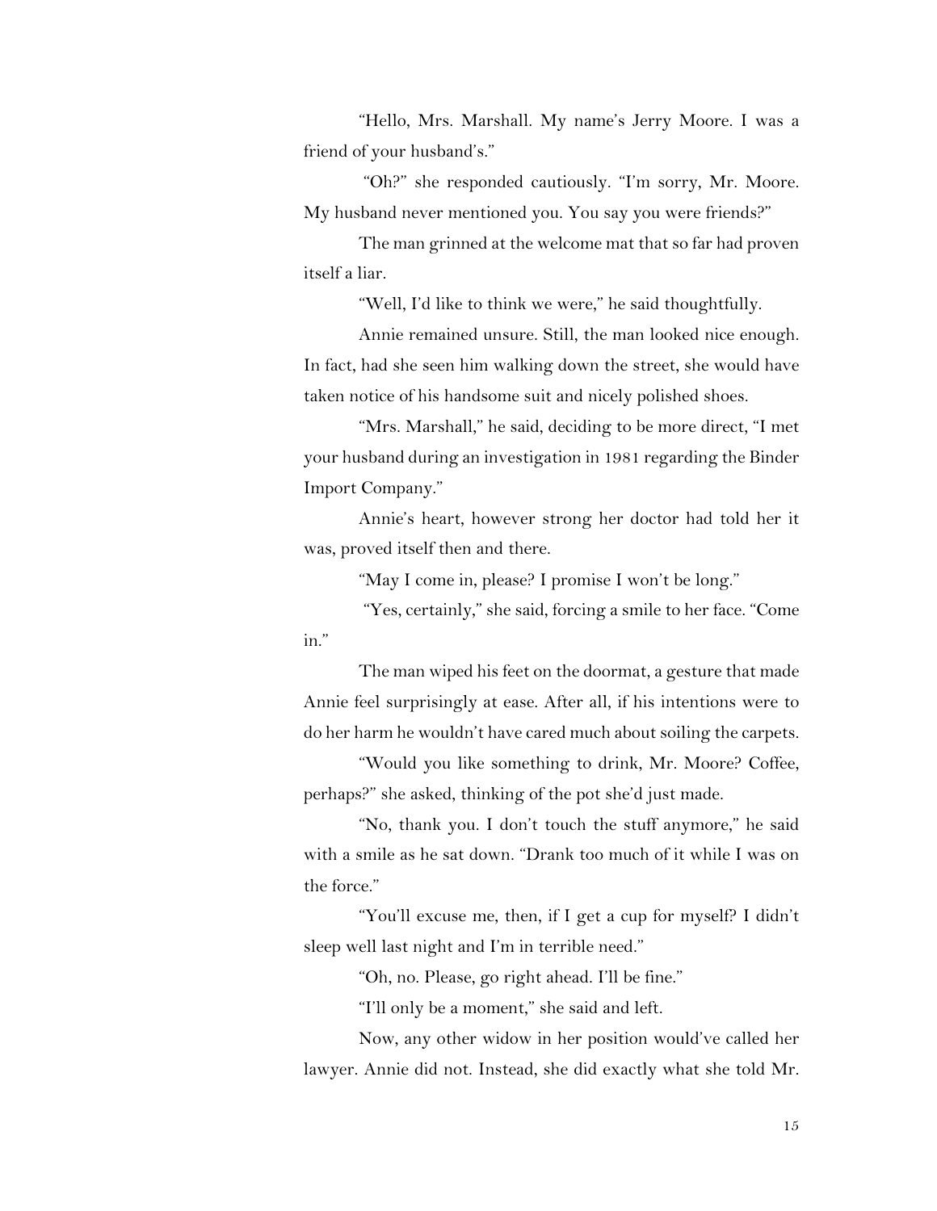"Hello, Mrs. Marshall. My name's Jerry Moore. I was a friend of your husband's."

"Oh?" she responded cautiously. "I'm sorry, Mr. Moore. My husband never mentioned you. You say you were friends?"

The man grinned at the welcome mat that so far had proven itself a liar.

"Well, I'd like to think we were," he said thoughtfully.

Annie remained unsure. Still, the man looked nice enough. In fact, had she seen him walking down the street, she would have taken notice of his handsome suit and nicely polished shoes.

"Mrs. Marshall," he said, deciding to be more direct, "I met your husband during an investigation in 1981 regarding the Binder Import Company."

Annie's heart, however strong her doctor had told her it was, proved itself then and there.

"May I come in, please? I promise I won't be long."

"Yes, certainly," she said, forcing a smile to her face. "Come in."

The man wiped his feet on the doormat, a gesture that made Annie feel surprisingly at ease. After all, if his intentions were to do her harm he wouldn't have cared much about soiling the carpets.

"Would you like something to drink, Mr. Moore? Coffee, perhaps?" she asked, thinking of the pot she'd just made.

"No, thank you. I don't touch the stuff anymore," he said with a smile as he sat down. "Drank too much of it while I was on the force."

"You'll excuse me, then, if I get a cup for myself? I didn't sleep well last night and I'm in terrible need."

"Oh, no. Please, go right ahead. I'll be fine."

"I'll only be a moment," she said and left.

Now, any other widow in her position would've called her lawyer. Annie did not. Instead, she did exactly what she told Mr.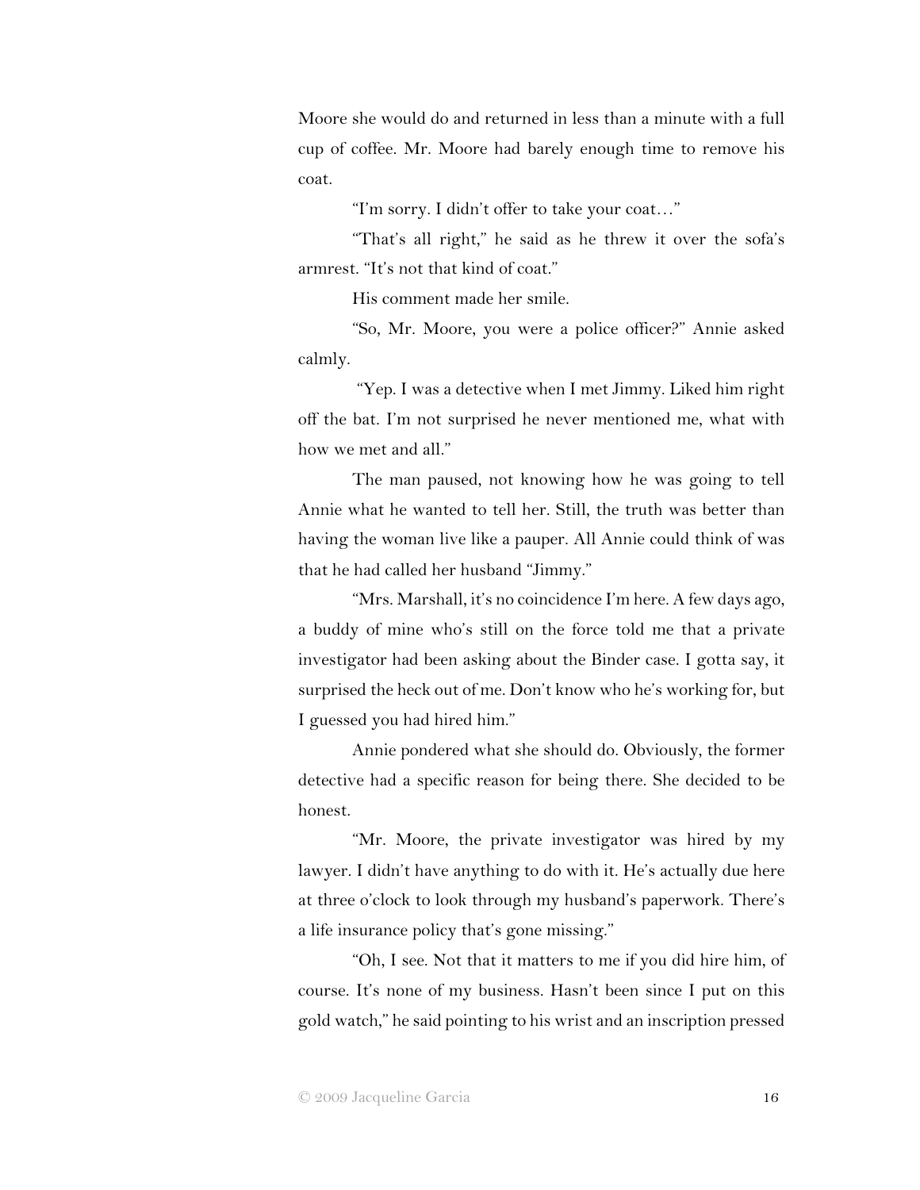Moore she would do and returned in less than a minute with a full cup of coffee. Mr. Moore had barely enough time to remove his coat.

"I'm sorry. I didn't offer to take your coat…"

"That's all right," he said as he threw it over the sofa's armrest. "It's not that kind of coat."

His comment made her smile.

"So, Mr. Moore, you were a police officer?" Annie asked calmly.

"Yep. I was a detective when I met Jimmy. Liked him right off the bat. I'm not surprised he never mentioned me, what with how we met and all."

The man paused, not knowing how he was going to tell Annie what he wanted to tell her. Still, the truth was better than having the woman live like a pauper. All Annie could think of was that he had called her husband "Jimmy."

"Mrs. Marshall, it's no coincidence I'm here. A few days ago, a buddy of mine who's still on the force told me that a private investigator had been asking about the Binder case. I gotta say, it surprised the heck out of me. Don't know who he's working for, but I guessed you had hired him."

Annie pondered what she should do. Obviously, the former detective had a specific reason for being there. She decided to be honest.

"Mr. Moore, the private investigator was hired by my lawyer. I didn't have anything to do with it. He's actually due here at three o'clock to look through my husband's paperwork. There's a life insurance policy that's gone missing."

"Oh, I see. Not that it matters to me if you did hire him, of course. It's none of my business. Hasn't been since I put on this gold watch," he said pointing to his wrist and an inscription pressed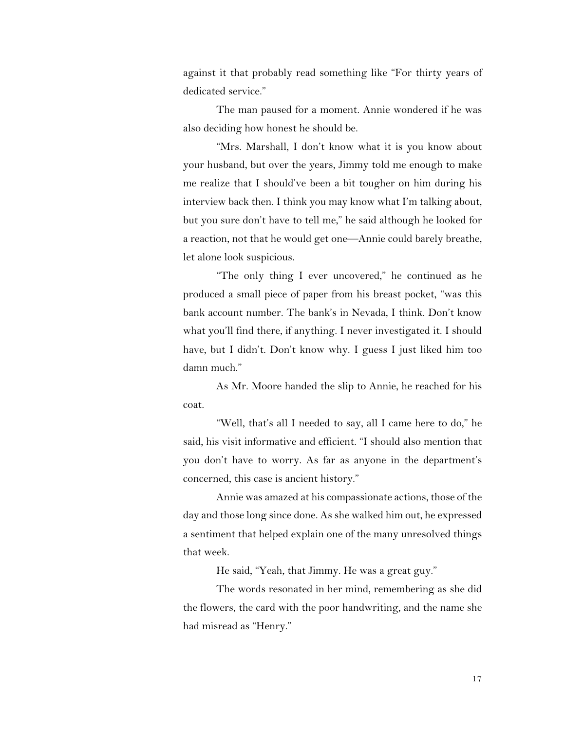against it that probably read something like "For thirty years of dedicated service."

The man paused for a moment. Annie wondered if he was also deciding how honest he should be.

"Mrs. Marshall, I don't know what it is you know about your husband, but over the years, Jimmy told me enough to make me realize that I should've been a bit tougher on him during his interview back then. I think you may know what I'm talking about, but you sure don't have to tell me," he said although he looked for a reaction, not that he would get one—Annie could barely breathe, let alone look suspicious.

"The only thing I ever uncovered," he continued as he produced a small piece of paper from his breast pocket, "was this bank account number. The bank's in Nevada, I think. Don't know what you'll find there, if anything. I never investigated it. I should have, but I didn't. Don't know why. I guess I just liked him too damn much."

As Mr. Moore handed the slip to Annie, he reached for his coat.

"Well, that's all I needed to say, all I came here to do," he said, his visit informative and efficient. "I should also mention that you don't have to worry. As far as anyone in the department's concerned, this case is ancient history."

Annie was amazed at his compassionate actions, those of the day and those long since done. As she walked him out, he expressed a sentiment that helped explain one of the many unresolved things that week.

He said, "Yeah, that Jimmy. He was a great guy."

The words resonated in her mind, remembering as she did the flowers, the card with the poor handwriting, and the name she had misread as "Henry."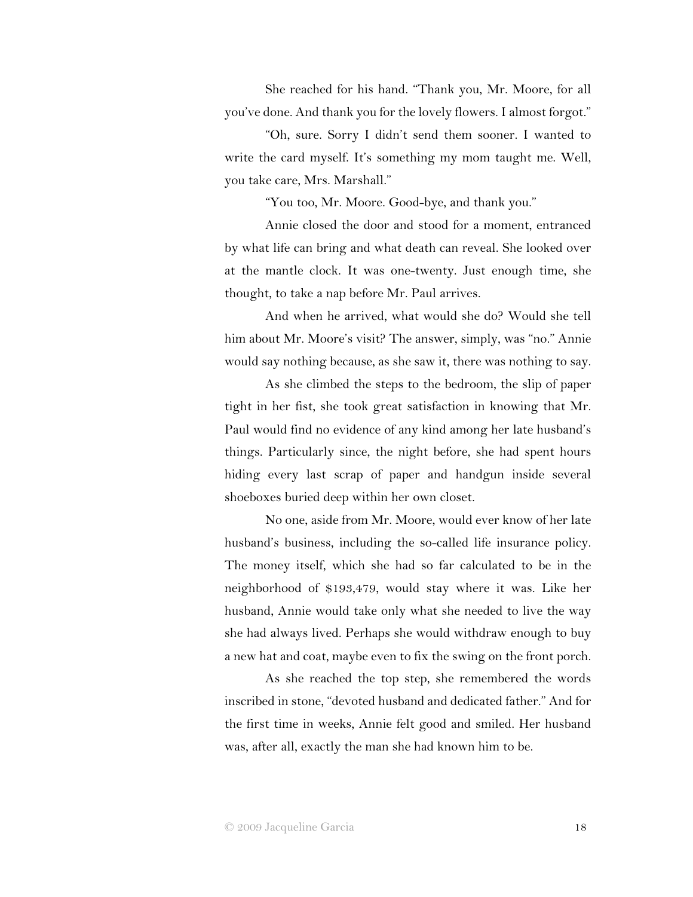She reached for his hand. "Thank you, Mr. Moore, for all you've done. And thank you for the lovely flowers. I almost forgot."

"Oh, sure. Sorry I didn't send them sooner. I wanted to write the card myself. It's something my mom taught me. Well, you take care, Mrs. Marshall."

"You too, Mr. Moore. Good-bye, and thank you."

Annie closed the door and stood for a moment, entranced by what life can bring and what death can reveal. She looked over at the mantle clock. It was one-twenty. Just enough time, she thought, to take a nap before Mr. Paul arrives.

And when he arrived, what would she do? Would she tell him about Mr. Moore's visit? The answer, simply, was "no." Annie would say nothing because, as she saw it, there was nothing to say.

As she climbed the steps to the bedroom, the slip of paper tight in her fist, she took great satisfaction in knowing that Mr. Paul would find no evidence of any kind among her late husband's things. Particularly since, the night before, she had spent hours hiding every last scrap of paper and handgun inside several shoeboxes buried deep within her own closet.

No one, aside from Mr. Moore, would ever know of her late husband's business, including the so-called life insurance policy. The money itself, which she had so far calculated to be in the neighborhood of $193,479, would stay where it was. Like her husband, Annie would take only what she needed to live the way she had always lived. Perhaps she would withdraw enough to buy a new hat and coat, maybe even to fix the swing on the front porch.

As she reached the top step, she remembered the words inscribed in stone, "devoted husband and dedicated father." And for the first time in weeks, Annie felt good and smiled. Her husband was, after all, exactly the man she had known him to be.

© 2009 Jacqueline Garcia